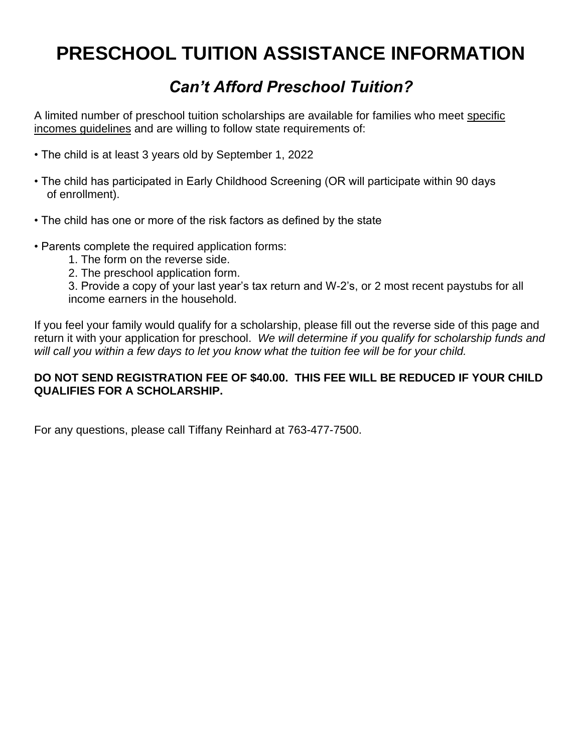# PRESCHOOL TUITION ASSISTANCE INFORMATION

## *Can't Afford Preschool Tuition?*

A limited number of preschool tuition scholarships are available for families who meet <u>specific incomes guidelines</u> and are willing to follow state requirements of:

- The child is at least 3 years old by September 1, 2022
- The child has participated in Early Childhood Screening (OR will participate within 90 days of enrollment).
- The child has one or more of the risk factors as defined by the state
- Parents complete the required application forms:
  1. The form on the reverse side.
  2. The preschool application form.
  3. Provide a copy of your last year's tax return and W-2's, or 2 most recent paystubs for all income earners in the household.

If you feel your family would qualify for a scholarship, please fill out the reverse side of this page and return it with your application for preschool. *We will determine if you qualify for scholarship funds and will call you within a few days to let you know what the tuition fee will be for your child.*

**DO NOT SEND REGISTRATION FEE OF $40.00. THIS FEE WILL BE REDUCED IF YOUR CHILD QUALIFIES FOR A SCHOLARSHIP.**

For any questions, please call Tiffany Reinhard at 763-477-7500.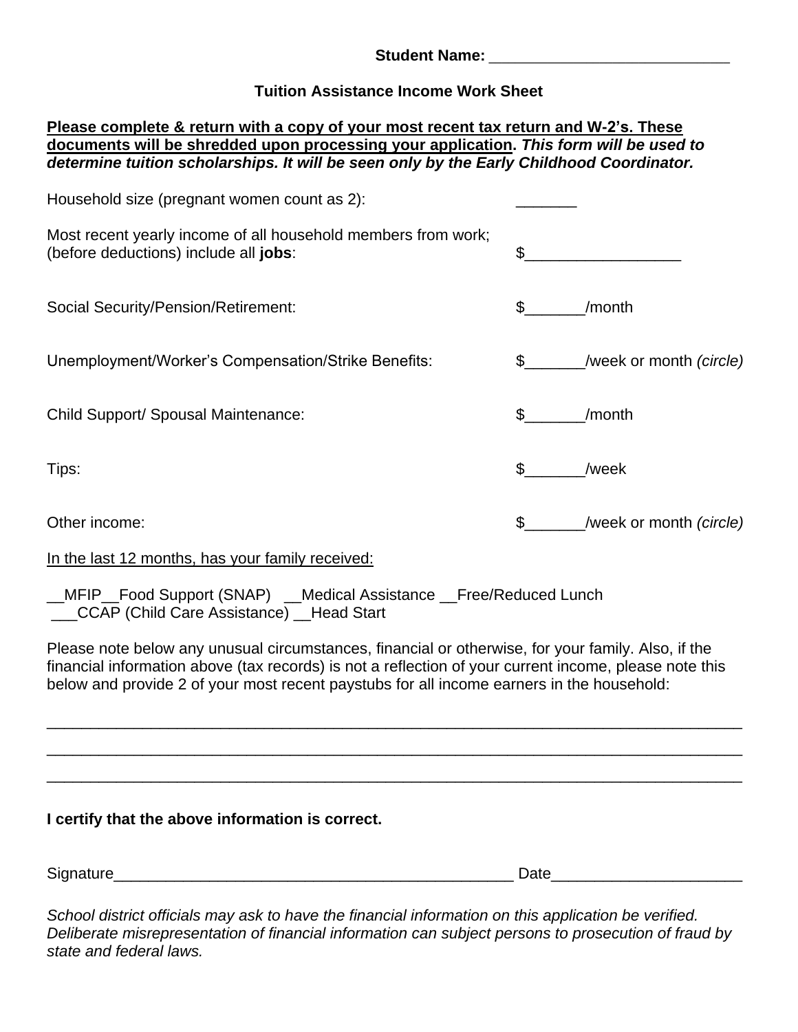**Student Name:** ___________________________

**Tuition Assistance Income Work Sheet**

**<u>Please complete & return with a copy of your most recent tax return and W-2's. These documents will be shredded upon processing your application</u>.** ***This form will be used to determine tuition scholarships. It will be seen only by the Early Childhood Coordinator.***

Household size (pregnant women count as 2): _______

Most recent yearly income of all household members from work; (before deductions) include all **jobs**: $__________________

Social Security/Pension/Retirement: $_______/month

Unemployment/Worker's Compensation/Strike Benefits: $_______/week or month *(circle)*

Child Support/ Spousal Maintenance: $_______/month

Tips: $_______/week

Other income: $_______/week or month *(circle)*

<u>In the last 12 months, has your family received:</u>

__MFIP __Food Support (SNAP) __Medical Assistance __Free/Reduced Lunch
___CCAP (Child Care Assistance) __Head Start

Please note below any unusual circumstances, financial or otherwise, for your family. Also, if the financial information above (tax records) is not a reflection of your current income, please note this below and provide 2 of your most recent paystubs for all income earners in the household:

______________________________________________________________________________

______________________________________________________________________________

______________________________________________________________________________

**I certify that the above information is correct.**

Signature_______________________________________________ Date______________________

*School district officials may ask to have the financial information on this application be verified. Deliberate misrepresentation of financial information can subject persons to prosecution of fraud by state and federal laws.*